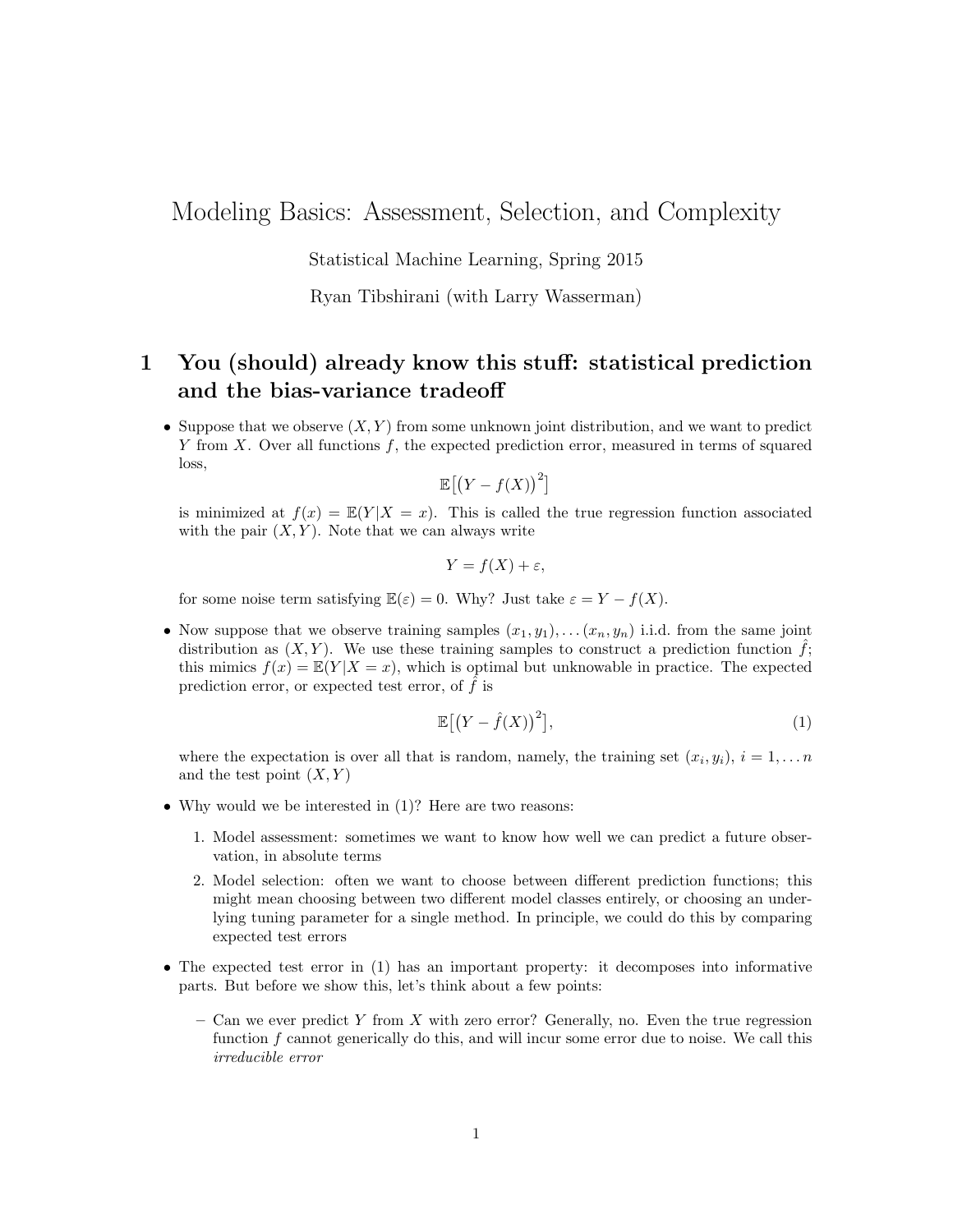# Modeling Basics: Assessment, Selection, and Complexity

Statistical Machine Learning, Spring 2015

Ryan Tibshirani (with Larry Wasserman)

## 1 You (should) already know this stuff: statistical prediction and the bias-variance tradeoff

- Suppose that we observe $(X, Y)$ from some unknown joint distribution, and we want to predict $Y$ from $X$. Over all functions $f$, the expected prediction error, measured in terms of squared loss,

$$\mathbb{E}\big[\big(Y - f(X)\big)^2\big]$$

is minimized at $f(x) = \mathbb{E}(Y|X = x)$. This is called the true regression function associated with the pair $(X, Y)$. Note that we can always write

$$Y = f(X) + \varepsilon,$$

for some noise term satisfying $\mathbb{E}(\varepsilon) = 0$. Why? Just take $\varepsilon = Y - f(X)$.

- Now suppose that we observe training samples $(x_1, y_1), \ldots (x_n, y_n)$ i.i.d. from the same joint distribution as $(X, Y)$. We use these training samples to construct a prediction function $\hat{f}$; this mimics $f(x) = \mathbb{E}(Y|X = x)$, which is optimal but unknowable in practice. The expected prediction error, or expected test error, of $\hat{f}$ is

$$\mathbb{E}\big[\big(Y - \hat{f}(X)\big)^2\big], \tag{1}$$

where the expectation is over all that is random, namely, the training set $(x_i, y_i)$, $i = 1, \ldots n$ and the test point $(X, Y)$

- Why would we be interested in (1)? Here are two reasons:
  1. Model assessment: sometimes we want to know how well we can predict a future observation, in absolute terms
  2. Model selection: often we want to choose between different prediction functions; this might mean choosing between two different model classes entirely, or choosing an underlying tuning parameter for a single method. In principle, we could do this by comparing expected test errors

- The expected test error in (1) has an important property: it decomposes into informative parts. But before we show this, let's think about a few points:
  - Can we ever predict $Y$ from $X$ with zero error? Generally, no. Even the true regression function $f$ cannot generically do this, and will incur some error due to noise. We call this *irreducible error*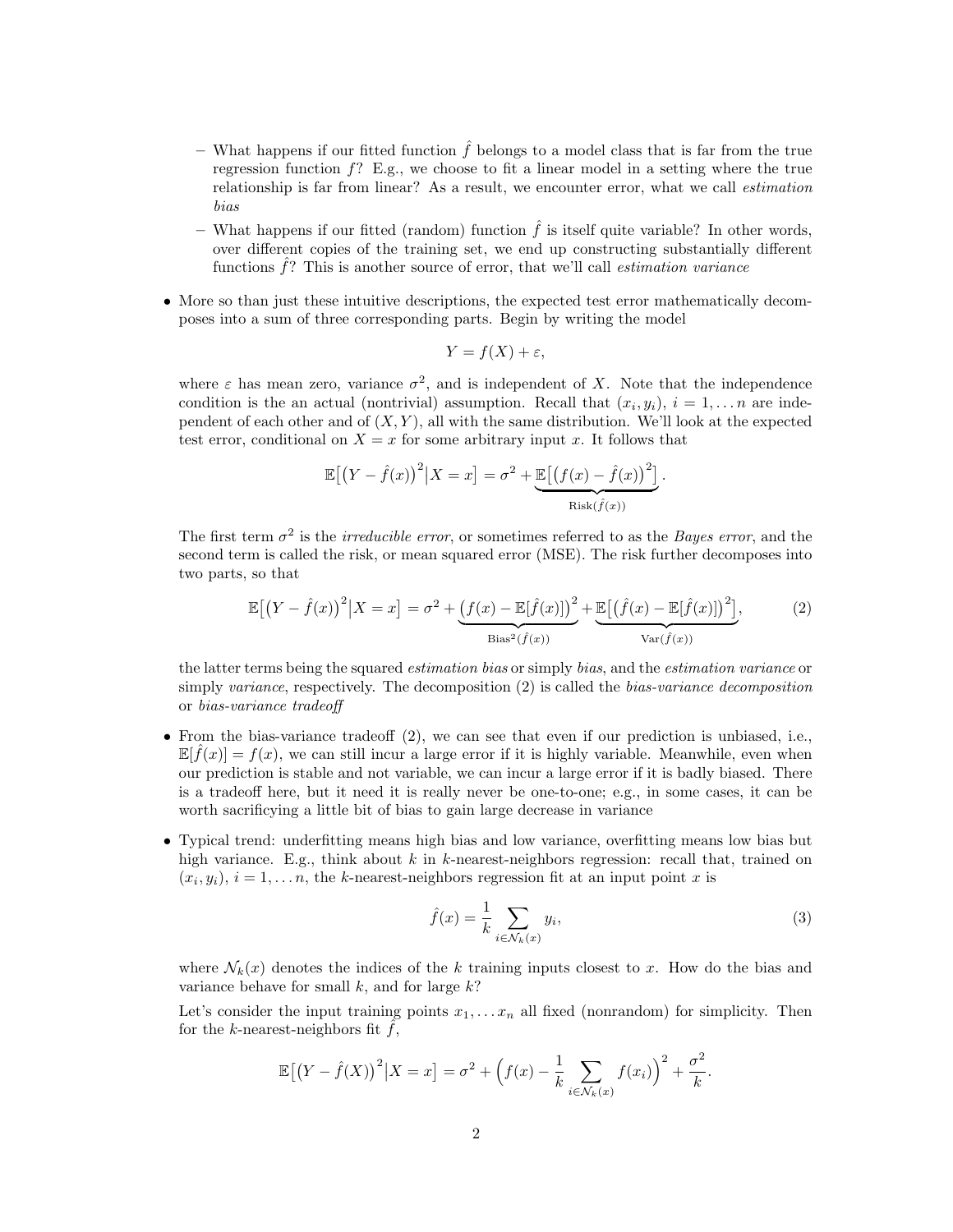- What happens if our fitted function $\hat{f}$ belongs to a model class that is far from the true regression function $f$? E.g., we choose to fit a linear model in a setting where the true relationship is far from linear? As a result, we encounter error, what we call *estimation bias*
  - What happens if our fitted (random) function $\hat{f}$ is itself quite variable? In other words, over different copies of the training set, we end up constructing substantially different functions $\hat{f}$? This is another source of error, that we'll call *estimation variance*

- More so than just these intuitive descriptions, the expected test error mathematically decomposes into a sum of three corresponding parts. Begin by writing the model

$$Y = f(X) + \varepsilon,$$

where $\varepsilon$ has mean zero, variance $\sigma^2$, and is independent of $X$. Note that the independence condition is the an actual (nontrivial) assumption. Recall that $(x_i, y_i)$, $i = 1, \dots n$ are independent of each other and of $(X, Y)$, all with the same distribution. We'll look at the expected test error, conditional on $X = x$ for some arbitrary input $x$. It follows that

$$\mathbb{E}\big[\big(Y - \hat{f}(x)\big)^2 \big| X = x\big] = \sigma^2 + \underbrace{\mathbb{E}\big[\big(f(x) - \hat{f}(x)\big)^2\big]}_{\text{Risk}(\hat{f}(x))}.$$

The first term $\sigma^2$ is the *irreducible error*, or sometimes referred to as the *Bayes error*, and the second term is called the risk, or mean squared error (MSE). The risk further decomposes into two parts, so that

$$\mathbb{E}\big[\big(Y - \hat{f}(x)\big)^2 \big| X = x\big] = \sigma^2 + \underbrace{\big(f(x) - \mathbb{E}[\hat{f}(x)]\big)^2}_{\text{Bias}^2(\hat{f}(x))} + \underbrace{\mathbb{E}\big[\big(\hat{f}(x) - \mathbb{E}[\hat{f}(x)]\big)^2\big]}_{\text{Var}(\hat{f}(x))}, \tag{2}$$

the latter terms being the squared *estimation bias* or simply *bias*, and the *estimation variance* or simply *variance*, respectively. The decomposition (2) is called the *bias-variance decomposition* or *bias-variance tradeoff*

- From the bias-variance tradeoff (2), we can see that even if our prediction is unbiased, i.e., $\mathbb{E}[\hat{f}(x)] = f(x)$, we can still incur a large error if it is highly variable. Meanwhile, even when our prediction is stable and not variable, we can incur a large error if it is badly biased. There is a tradeoff here, but it need it is really never be one-to-one; e.g., in some cases, it can be worth sacrificying a little bit of bias to gain large decrease in variance

- Typical trend: underfitting means high bias and low variance, overfitting means low bias but high variance. E.g., think about $k$ in $k$-nearest-neighbors regression: recall that, trained on $(x_i, y_i)$, $i = 1, \dots n$, the $k$-nearest-neighbors regression fit at an input point $x$ is

$$\hat{f}(x) = \frac{1}{k} \sum_{i \in \mathcal{N}_k(x)} y_i, \tag{3}$$

where $\mathcal{N}_k(x)$ denotes the indices of the $k$ training inputs closest to $x$. How do the bias and variance behave for small $k$, and for large $k$?

Let's consider the input training points $x_1, \dots x_n$ all fixed (nonrandom) for simplicity. Then for the $k$-nearest-neighbors fit $\hat{f}$,

$$\mathbb{E}\big[\big(Y - \hat{f}(X)\big)^2 \big| X = x\big] = \sigma^2 + \Big(f(x) - \frac{1}{k} \sum_{i \in \mathcal{N}_k(x)} f(x_i)\Big)^2 + \frac{\sigma^2}{k}.$$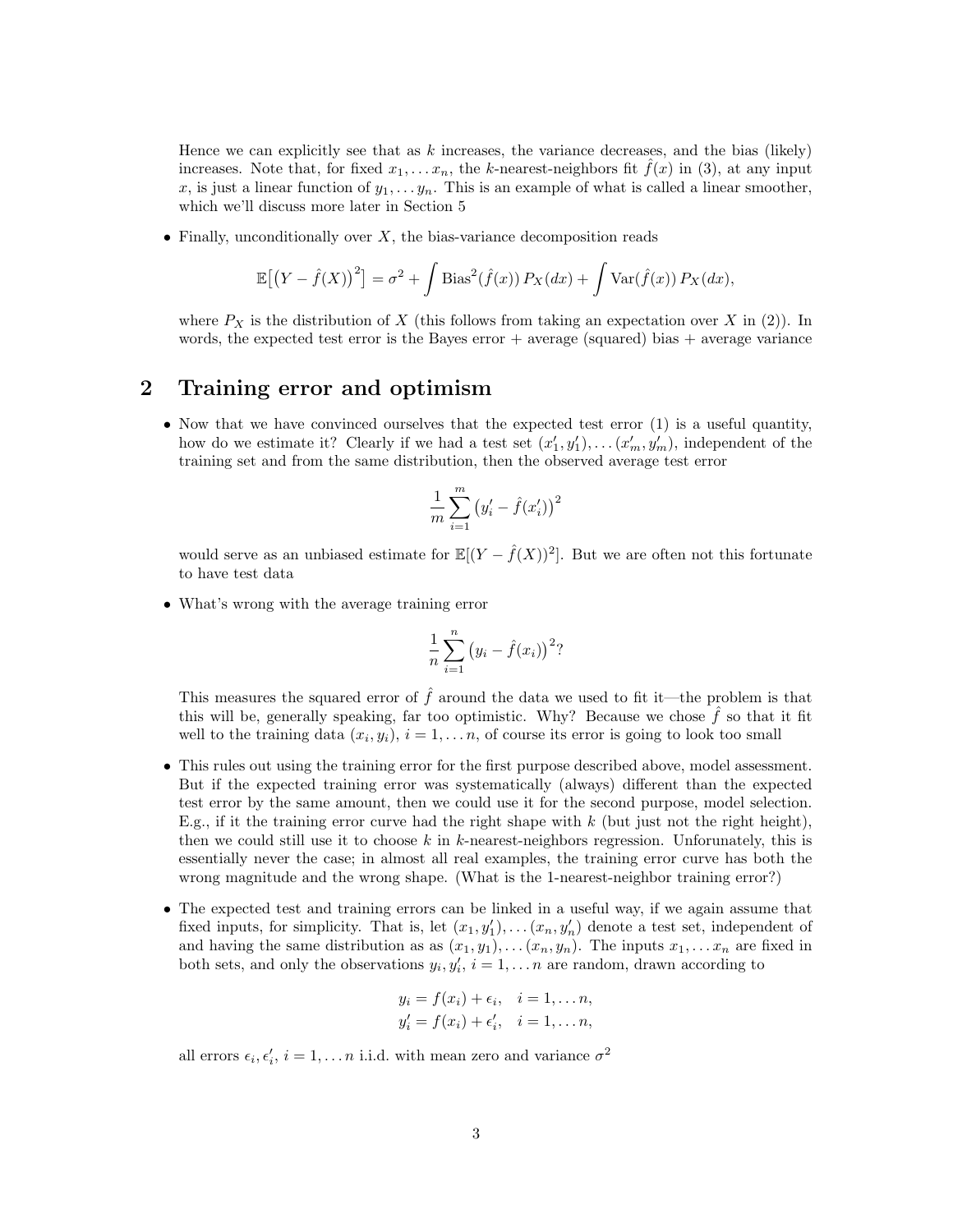Hence we can explicitly see that as $k$ increases, the variance decreases, and the bias (likely) increases. Note that, for fixed $x_1, \ldots x_n$, the $k$-nearest-neighbors fit $\hat{f}(x)$ in (3), at any input $x$, is just a linear function of $y_1, \ldots y_n$. This is an example of what is called a linear smoother, which we'll discuss more later in Section 5

- Finally, unconditionally over $X$, the bias-variance decomposition reads

$$\mathbb{E}\big[\big(Y - \hat{f}(X)\big)^2\big] = \sigma^2 + \int \mathrm{Bias}^2(\hat{f}(x))\, P_X(dx) + \int \mathrm{Var}(\hat{f}(x))\, P_X(dx),$$

where $P_X$ is the distribution of $X$ (this follows from taking an expectation over $X$ in (2)). In words, the expected test error is the Bayes error + average (squared) bias + average variance

# 2 Training error and optimism

- Now that we have convinced ourselves that the expected test error (1) is a useful quantity, how do we estimate it? Clearly if we had a test set $(x_1', y_1'), \ldots (x_m', y_m')$, independent of the training set and from the same distribution, then the observed average test error

$$\frac{1}{m} \sum_{i=1}^{m} \big(y_i' - \hat{f}(x_i')\big)^2$$

would serve as an unbiased estimate for $\mathbb{E}[(Y - \hat{f}(X))^2]$. But we are often not this fortunate to have test data

- What's wrong with the average training error

$$\frac{1}{n} \sum_{i=1}^{n} \big(y_i - \hat{f}(x_i)\big)^2?$$

This measures the squared error of $\hat{f}$ around the data we used to fit it—the problem is that this will be, generally speaking, far too optimistic. Why? Because we chose $\hat{f}$ so that it fit well to the training data $(x_i, y_i)$, $i = 1, \ldots n$, of course its error is going to look too small

- This rules out using the training error for the first purpose described above, model assessment. But if the expected training error was systematically (always) different than the expected test error by the same amount, then we could use it for the second purpose, model selection. E.g., if it the training error curve had the right shape with $k$ (but just not the right height), then we could still use it to choose $k$ in $k$-nearest-neighbors regression. Unforunately, this is essentially never the case; in almost all real examples, the training error curve has both the wrong magnitude and the wrong shape. (What is the 1-nearest-neighbor training error?)

- The expected test and training errors can be linked in a useful way, if we again assume that fixed inputs, for simplicity. That is, let $(x_1, y_1'), \ldots (x_n, y_n')$ denote a test set, independent of and having the same distribution as as $(x_1, y_1), \ldots (x_n, y_n)$. The inputs $x_1, \ldots x_n$ are fixed in both sets, and only the observations $y_i, y_i'$, $i = 1, \ldots n$ are random, drawn according to

$$\begin{aligned} y_i &= f(x_i) + \epsilon_i, \quad i = 1, \ldots n, \\ y_i' &= f(x_i) + \epsilon_i', \quad i = 1, \ldots n, \end{aligned}$$

all errors $\epsilon_i, \epsilon_i'$, $i = 1, \ldots n$ i.i.d. with mean zero and variance $\sigma^2$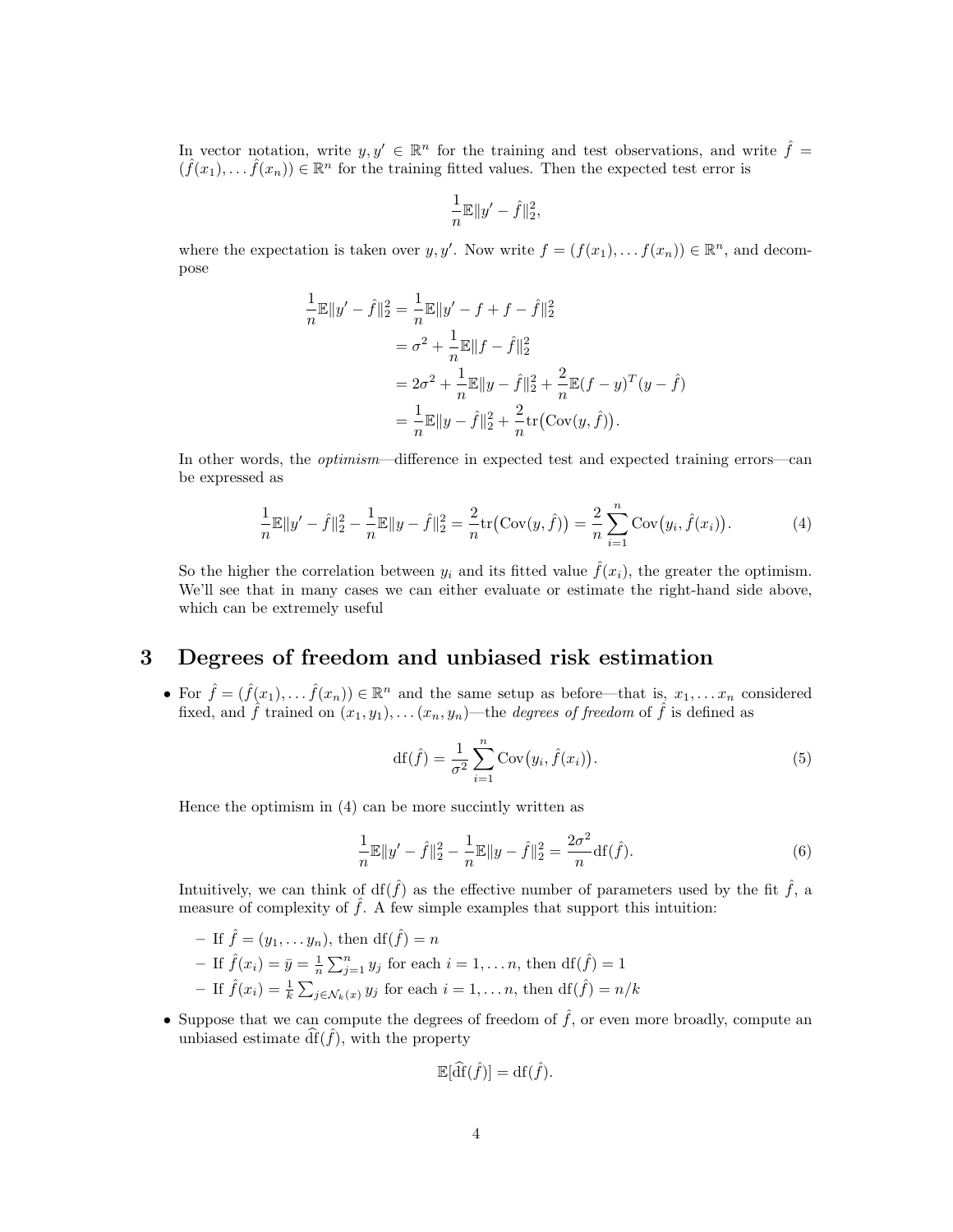In vector notation, write $y, y' \in \mathbb{R}^n$ for the training and test observations, and write $\hat{f} = (\hat{f}(x_1), \ldots \hat{f}(x_n)) \in \mathbb{R}^n$ for the training fitted values. Then the expected test error is

$$\frac{1}{n}\mathbb{E}\|y' - \hat{f}\|_2^2,$$

where the expectation is taken over $y, y'$. Now write $f = (f(x_1), \ldots f(x_n)) \in \mathbb{R}^n$, and decompose

$$\begin{aligned}
\frac{1}{n}\mathbb{E}\|y' - \hat{f}\|_2^2 &= \frac{1}{n}\mathbb{E}\|y' - f + f - \hat{f}\|_2^2 \\
&= \sigma^2 + \frac{1}{n}\mathbb{E}\|f - \hat{f}\|_2^2 \\
&= 2\sigma^2 + \frac{1}{n}\mathbb{E}\|y - \hat{f}\|_2^2 + \frac{2}{n}\mathbb{E}(f - y)^T(y - \hat{f}) \\
&= \frac{1}{n}\mathbb{E}\|y - \hat{f}\|_2^2 + \frac{2}{n}\mathrm{tr}\big(\mathrm{Cov}(y, \hat{f})\big).
\end{aligned}$$

In other words, the *optimism*—difference in expected test and expected training errors—can be expressed as

$$\frac{1}{n}\mathbb{E}\|y' - \hat{f}\|_2^2 - \frac{1}{n}\mathbb{E}\|y - \hat{f}\|_2^2 = \frac{2}{n}\mathrm{tr}\big(\mathrm{Cov}(y, \hat{f})\big) = \frac{2}{n}\sum_{i=1}^n \mathrm{Cov}\big(y_i, \hat{f}(x_i)\big). \tag{4}$$

So the higher the correlation between $y_i$ and its fitted value $\hat{f}(x_i)$, the greater the optimism. We'll see that in many cases we can either evaluate or estimate the right-hand side above, which can be extremely useful

# 3 Degrees of freedom and unbiased risk estimation

- For $\hat{f} = (\hat{f}(x_1), \ldots \hat{f}(x_n)) \in \mathbb{R}^n$ and the same setup as before—that is, $x_1, \ldots x_n$ considered fixed, and $\hat{f}$ trained on $(x_1, y_1), \ldots (x_n, y_n)$—the *degrees of freedom* of $\hat{f}$ is defined as

$$\mathrm{df}(\hat{f}) = \frac{1}{\sigma^2}\sum_{i=1}^n \mathrm{Cov}\big(y_i, \hat{f}(x_i)\big). \tag{5}$$

Hence the optimism in (4) can be more succinctly written as

$$\frac{1}{n}\mathbb{E}\|y' - \hat{f}\|_2^2 - \frac{1}{n}\mathbb{E}\|y - \hat{f}\|_2^2 = \frac{2\sigma^2}{n}\mathrm{df}(\hat{f}). \tag{6}$$

Intuitively, we can think of $\mathrm{df}(\hat{f})$ as the effective number of parameters used by the fit $\hat{f}$, a measure of complexity of $\hat{f}$. A few simple examples that support this intuition:

  - If $\hat{f} = (y_1, \ldots y_n)$, then $\mathrm{df}(\hat{f}) = n$
  - If $\hat{f}(x_i) = \bar{y} = \frac{1}{n}\sum_{j=1}^n y_j$ for each $i = 1, \ldots n$, then $\mathrm{df}(\hat{f}) = 1$
  - If $\hat{f}(x_i) = \frac{1}{k}\sum_{j \in \mathcal{N}_k(x)} y_j$ for each $i = 1, \ldots n$, then $\mathrm{df}(\hat{f}) = n/k$

- Suppose that we can compute the degrees of freedom of $\hat{f}$, or even more broadly, compute an unbiased estimate $\widehat{\mathrm{df}}(\hat{f})$, with the property

$$\mathbb{E}[\widehat{\mathrm{df}}(\hat{f})] = \mathrm{df}(\hat{f}).$$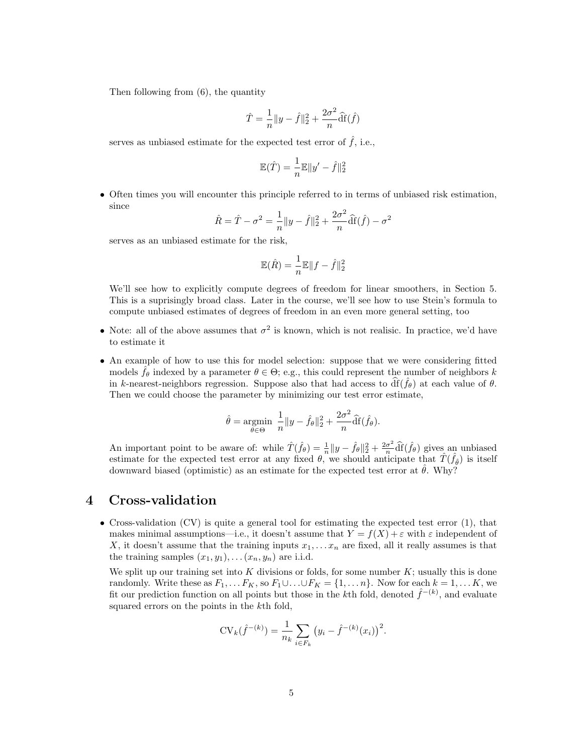Then following from (6), the quantity

$$\hat{T} = \frac{1}{n}\|y - \hat{f}\|_2^2 + \frac{2\sigma^2}{n}\widehat{\mathrm{df}}(\hat{f})$$

serves as unbiased estimate for the expected test error of $\hat{f}$, i.e.,

$$\mathbb{E}(\hat{T}) = \frac{1}{n}\mathbb{E}\|y' - \hat{f}\|_2^2$$

- Often times you will encounter this principle referred to in terms of unbiased risk estimation, since

$$\hat{R} = \hat{T} - \sigma^2 = \frac{1}{n}\|y - \hat{f}\|_2^2 + \frac{2\sigma^2}{n}\widehat{\mathrm{df}}(\hat{f}) - \sigma^2$$

serves as an unbiased estimate for the risk,

$$\mathbb{E}(\hat{R}) = \frac{1}{n}\mathbb{E}\|f - \hat{f}\|_2^2$$

We'll see how to explicitly compute degrees of freedom for linear smoothers, in Section 5. This is a suprisingly broad class. Later in the course, we'll see how to use Stein's formula to compute unbiased estimates of degrees of freedom in an even more general setting, too

- Note: all of the above assumes that $\sigma^2$ is known, which is not realisic. In practice, we'd have to estimate it

- An example of how to use this for model selection: suppose that we were considering fitted models $\hat{f}_\theta$ indexed by a parameter $\theta \in \Theta$; e.g., this could represent the number of neighbors $k$ in $k$-nearest-neighbors regression. Suppose also that had access to $\widehat{\mathrm{df}}(\hat{f}_\theta)$ at each value of $\theta$. Then we could choose the parameter by minimizing our test error estimate,

$$\hat{\theta} = \underset{\theta \in \Theta}{\mathrm{argmin}} \ \frac{1}{n}\|y - \hat{f}_\theta\|_2^2 + \frac{2\sigma^2}{n}\widehat{\mathrm{df}}(\hat{f}_\theta).$$

An important point to be aware of: while $\hat{T}(\hat{f}_\theta) = \frac{1}{n}\|y - \hat{f}_\theta\|_2^2 + \frac{2\sigma^2}{n}\widehat{\mathrm{df}}(\hat{f}_\theta)$ gives an unbiased estimate for the expected test error at any fixed $\theta$, we should anticipate that $\hat{T}(\hat{f}_{\hat{\theta}})$ is itself downward biased (optimistic) as an estimate for the expected test error at $\hat{\theta}$. Why?

## 4 Cross-validation

- Cross-validation (CV) is quite a general tool for estimating the expected test error (1), that makes minimal assumptions—i.e., it doesn't assume that $Y = f(X) + \varepsilon$ with $\varepsilon$ independent of $X$, it doesn't assume that the training inputs $x_1, \ldots x_n$ are fixed, all it really assumes is that the training samples $(x_1, y_1), \ldots (x_n, y_n)$ are i.i.d.

We split up our training set into $K$ divisions or folds, for some number $K$; usually this is done randomly. Write these as $F_1, \ldots F_K$, so $F_1 \cup \ldots \cup F_K = \{1, \ldots n\}$. Now for each $k = 1, \ldots K$, we fit our prediction function on all points but those in the $k$th fold, denoted $\hat{f}^{-(k)}$, and evaluate squared errors on the points in the $k$th fold,

$$\mathrm{CV}_k(\hat{f}^{-(k)}) = \frac{1}{n_k}\sum_{i \in F_k}\big(y_i - \hat{f}^{-(k)}(x_i)\big)^2.$$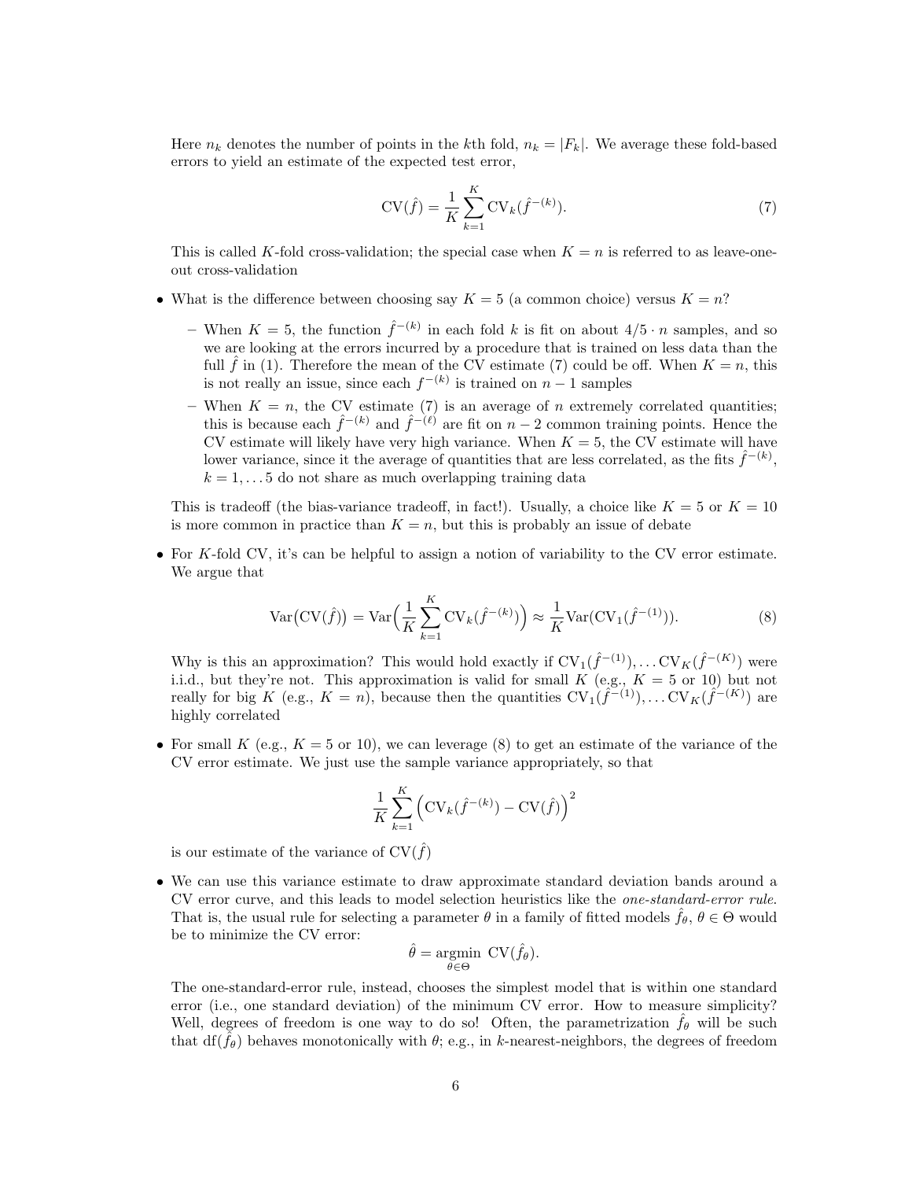Here $n_k$ denotes the number of points in the $k$th fold, $n_k = |F_k|$. We average these fold-based errors to yield an estimate of the expected test error,

$$\mathrm{CV}(\hat{f}) = \frac{1}{K} \sum_{k=1}^{K} \mathrm{CV}_k(\hat{f}^{-(k)}). \tag{7}$$

This is called $K$-fold cross-validation; the special case when $K = n$ is referred to as leave-one-out cross-validation

- What is the difference between choosing say $K = 5$ (a common choice) versus $K = n$?
  - When $K = 5$, the function $\hat{f}^{-(k)}$ in each fold $k$ is fit on about $4/5 \cdot n$ samples, and so we are looking at the errors incurred by a procedure that is trained on less data than the full $\hat{f}$ in (1). Therefore the mean of the CV estimate (7) could be off. When $K = n$, this is not really an issue, since each $f^{-(k)}$ is trained on $n-1$ samples
  - When $K = n$, the CV estimate (7) is an average of $n$ extremely correlated quantities; this is because each $\hat{f}^{-(k)}$ and $\hat{f}^{-(\ell)}$ are fit on $n-2$ common training points. Hence the CV estimate will likely have very high variance. When $K = 5$, the CV estimate will have lower variance, since it the average of quantities that are less correlated, as the fits $\hat{f}^{-(k)}$, $k = 1, \ldots 5$ do not share as much overlapping training data

  This is tradeoff (the bias-variance tradeoff, in fact!). Usually, a choice like $K = 5$ or $K = 10$ is more common in practice than $K = n$, but this is probably an issue of debate

- For $K$-fold CV, it's can be helpful to assign a notion of variability to the CV error estimate. We argue that

$$\mathrm{Var}\big(\mathrm{CV}(\hat{f})\big) = \mathrm{Var}\Big(\frac{1}{K} \sum_{k=1}^{K} \mathrm{CV}_k(\hat{f}^{-(k)})\Big) \approx \frac{1}{K} \mathrm{Var}(\mathrm{CV}_1(\hat{f}^{-(1)})). \tag{8}$$

  Why is this an approximation? This would hold exactly if $\mathrm{CV}_1(\hat{f}^{-(1)}), \ldots \mathrm{CV}_K(\hat{f}^{-(K)})$ were i.i.d., but they're not. This approximation is valid for small $K$ (e.g., $K = 5$ or $10$) but not really for big $K$ (e.g., $K = n$), because then the quantities $\mathrm{CV}_1(\hat{f}^{-(1)}), \ldots \mathrm{CV}_K(\hat{f}^{-(K)})$ are highly correlated

- For small $K$ (e.g., $K = 5$ or $10$), we can leverage (8) to get an estimate of the variance of the CV error estimate. We just use the sample variance appropriately, so that

$$\frac{1}{K} \sum_{k=1}^{K} \Big(\mathrm{CV}_k(\hat{f}^{-(k)}) - \mathrm{CV}(\hat{f})\Big)^2$$

  is our estimate of the variance of $\mathrm{CV}(\hat{f})$

- We can use this variance estimate to draw approximate standard deviation bands around a CV error curve, and this leads to model selection heuristics like the *one-standard-error rule*. That is, the usual rule for selecting a parameter $\theta$ in a family of fitted models $\hat{f}_\theta$, $\theta \in \Theta$ would be to minimize the CV error:

$$\hat{\theta} = \underset{\theta \in \Theta}{\mathrm{argmin}} \ \mathrm{CV}(\hat{f}_\theta).$$

  The one-standard-error rule, instead, chooses the simplest model that is within one standard error (i.e., one standard deviation) of the minimum CV error. How to measure simplicity? Well, degrees of freedom is one way to do so! Often, the parametrization $\hat{f}_\theta$ will be such that $\mathrm{df}(\hat{f}_\theta)$ behaves monotonically with $\theta$; e.g., in $k$-nearest-neighbors, the degrees of freedom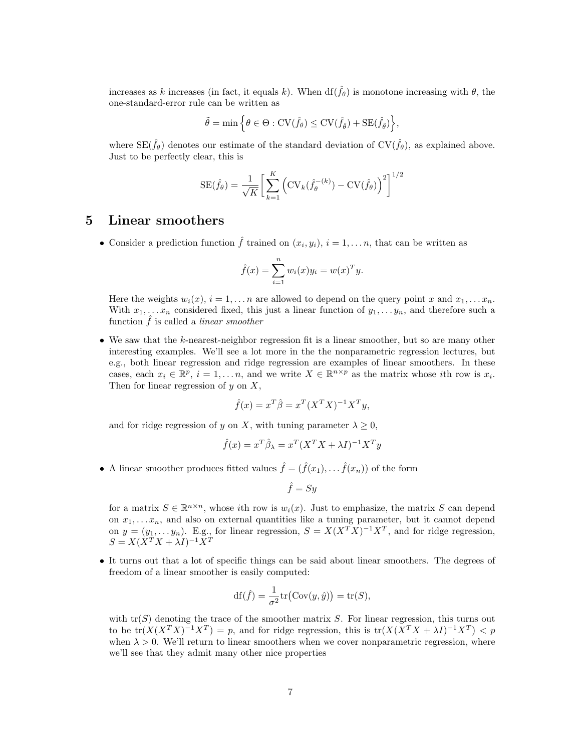increases as $k$ increases (in fact, it equals $k$). When $\mathrm{df}(\hat{f}_\theta)$ is monotone increasing with $\theta$, the one-standard-error rule can be written as

$$\tilde{\theta} = \min\Big\{\theta \in \Theta : \mathrm{CV}(\hat{f}_\theta) \le \mathrm{CV}(\hat{f}_{\hat{\theta}}) + \mathrm{SE}(\hat{f}_{\hat{\theta}})\Big\},$$

where $\mathrm{SE}(\hat{f}_\theta)$ denotes our estimate of the standard deviation of $\mathrm{CV}(\hat{f}_\theta)$, as explained above. Just to be perfectly clear, this is

$$\mathrm{SE}(\hat{f}_\theta) = \frac{1}{\sqrt{K}}\Big[\sum_{k=1}^K \Big(\mathrm{CV}_k(\hat{f}_\theta^{-(k)}) - \mathrm{CV}(\hat{f}_\theta)\Big)^2\Big]^{1/2}$$

# 5 Linear smoothers

- Consider a prediction function $\hat{f}$ trained on $(x_i, y_i)$, $i = 1, \ldots n$, that can be written as

$$\hat{f}(x) = \sum_{i=1}^n w_i(x) y_i = w(x)^T y.$$

Here the weights $w_i(x)$, $i = 1, \ldots n$ are allowed to depend on the query point $x$ and $x_1, \ldots x_n$. With $x_1, \ldots x_n$ considered fixed, this just a linear function of $y_1, \ldots y_n$, and therefore such a function $\hat{f}$ is called a *linear smoother*

- We saw that the $k$-nearest-neighbor regression fit is a linear smoother, but so are many other interesting examples. We'll see a lot more in the the nonparametric regression lectures, but e.g., both linear regression and ridge regression are examples of linear smoothers. In these cases, each $x_i \in \mathbb{R}^p$, $i = 1, \ldots n$, and we write $X \in \mathbb{R}^{n \times p}$ as the matrix whose $i$th row is $x_i$. Then for linear regression of $y$ on $X$,

$$\hat{f}(x) = x^T \hat{\beta} = x^T (X^T X)^{-1} X^T y,$$

and for ridge regression of $y$ on $X$, with tuning parameter $\lambda \ge 0$,

$$\hat{f}(x) = x^T \hat{\beta}_\lambda = x^T (X^T X + \lambda I)^{-1} X^T y$$

- A linear smoother produces fitted values $\hat{f} = (\hat{f}(x_1), \ldots \hat{f}(x_n))$ of the form

$$\hat{f} = Sy$$

for a matrix $S \in \mathbb{R}^{n \times n}$, whose $i$th row is $w_i(x)$. Just to emphasize, the matrix $S$ can depend on $x_1, \ldots x_n$, and also on external quantities like a tuning parameter, but it cannot depend on $y = (y_1, \ldots y_n)$. E.g., for linear regression, $S = X(X^T X)^{-1} X^T$, and for ridge regression, $S = X(X^T X + \lambda I)^{-1} X^T$

- It turns out that a lot of specific things can be said about linear smoothers. The degrees of freedom of a linear smoother is easily computed:

$$\mathrm{df}(\hat{f}) = \frac{1}{\sigma^2} \mathrm{tr}\big(\mathrm{Cov}(y, \hat{y})\big) = \mathrm{tr}(S),$$

with $\mathrm{tr}(S)$ denoting the trace of the smoother matrix $S$. For linear regression, this turns out to be $\mathrm{tr}(X(X^T X)^{-1} X^T) = p$, and for ridge regression, this is $\mathrm{tr}(X(X^T X + \lambda I)^{-1} X^T) < p$ when $\lambda > 0$. We'll return to linear smoothers when we cover nonparametric regression, where we'll see that they admit many other nice properties